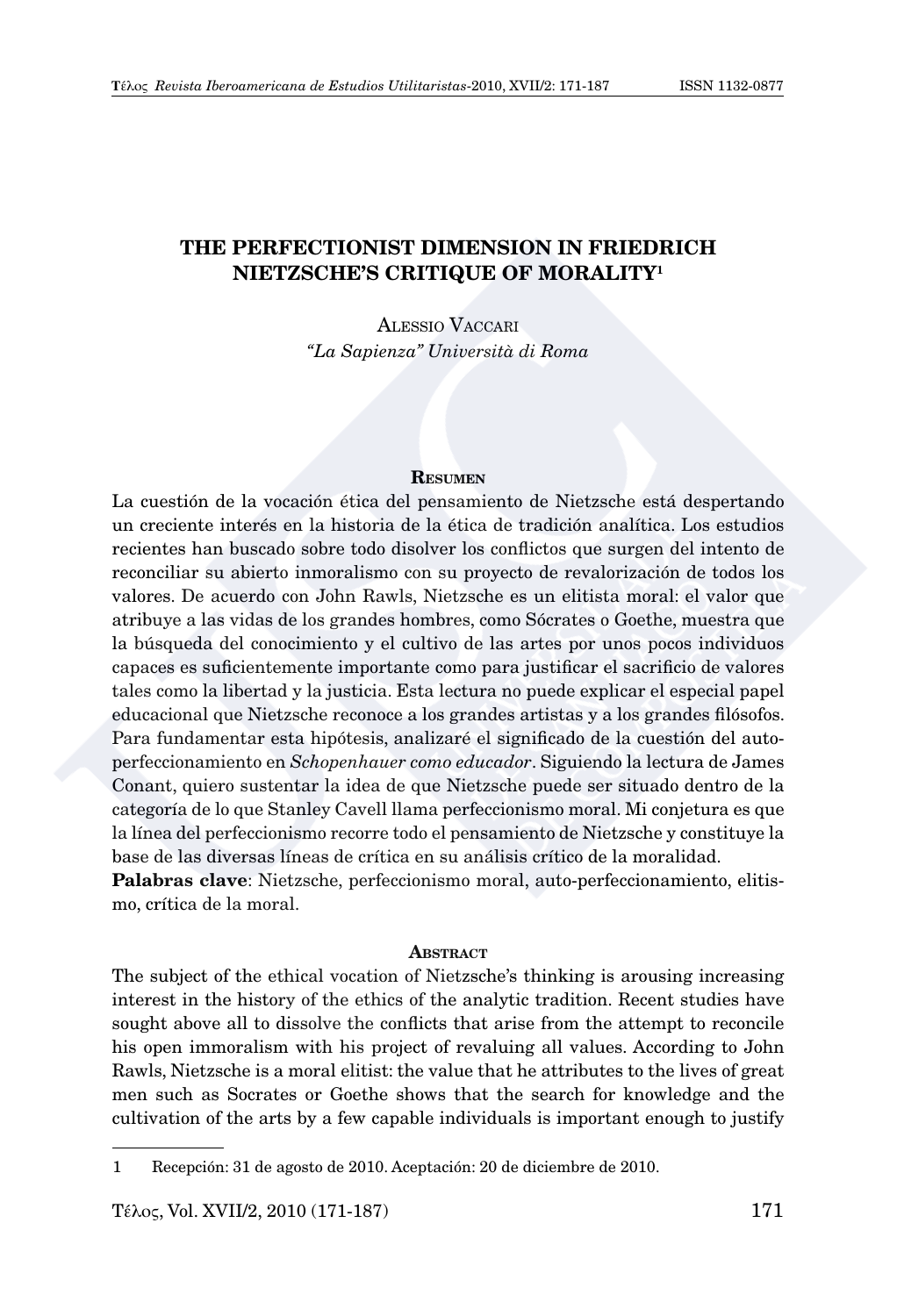# THE PERFECTIONIST DIMENSION IN FRIEDRICH NIETZSCHE'S CRITIQUE OF MORALITY[1]

Alessio Vaccari
*"La Sapienza" Università di Roma*

### Resumen

La cuestión de la vocación ética del pensamiento de Nietzsche está despertando un creciente interés en la historia de la ética de tradición analítica. Los estudios recientes han buscado sobre todo disolver los conflictos que surgen del intento de reconciliar su abierto inmoralismo con su proyecto de revalorización de todos los valores. De acuerdo con John Rawls, Nietzsche es un elitista moral: el valor que atribuye a las vidas de los grandes hombres, como Sócrates o Goethe, muestra que la búsqueda del conocimiento y el cultivo de las artes por unos pocos individuos capaces es suficientemente importante como para justificar el sacrificio de valores tales como la libertad y la justicia. Esta lectura no puede explicar el especial papel educacional que Nietzsche reconoce a los grandes artistas y a los grandes filósofos. Para fundamentar esta hipótesis, analizaré el significado de la cuestión del auto-perfeccionamiento en *Schopenhauer como educador*. Siguiendo la lectura de James Conant, quiero sustentar la idea de que Nietzsche puede ser situado dentro de la categoría de lo que Stanley Cavell llama perfeccionismo moral. Mi conjetura es que la línea del perfeccionismo recorre todo el pensamiento de Nietzsche y constituye la base de las diversas líneas de crítica en su análisis crítico de la moralidad.

**Palabras clave**: Nietzsche, perfeccionismo moral, auto-perfeccionamiento, elitismo, crítica de la moral.

### Abstract

The subject of the ethical vocation of Nietzsche's thinking is arousing increasing interest in the history of the ethics of the analytic tradition. Recent studies have sought above all to dissolve the conflicts that arise from the attempt to reconcile his open immoralism with his project of revaluing all values. According to John Rawls, Nietzsche is a moral elitist: the value that he attributes to the lives of great men such as Socrates or Goethe shows that the search for knowledge and the cultivation of the arts by a few capable individuals is important enough to justify

---

1 Recepción: 31 de agosto de 2010. Aceptación: 20 de diciembre de 2010.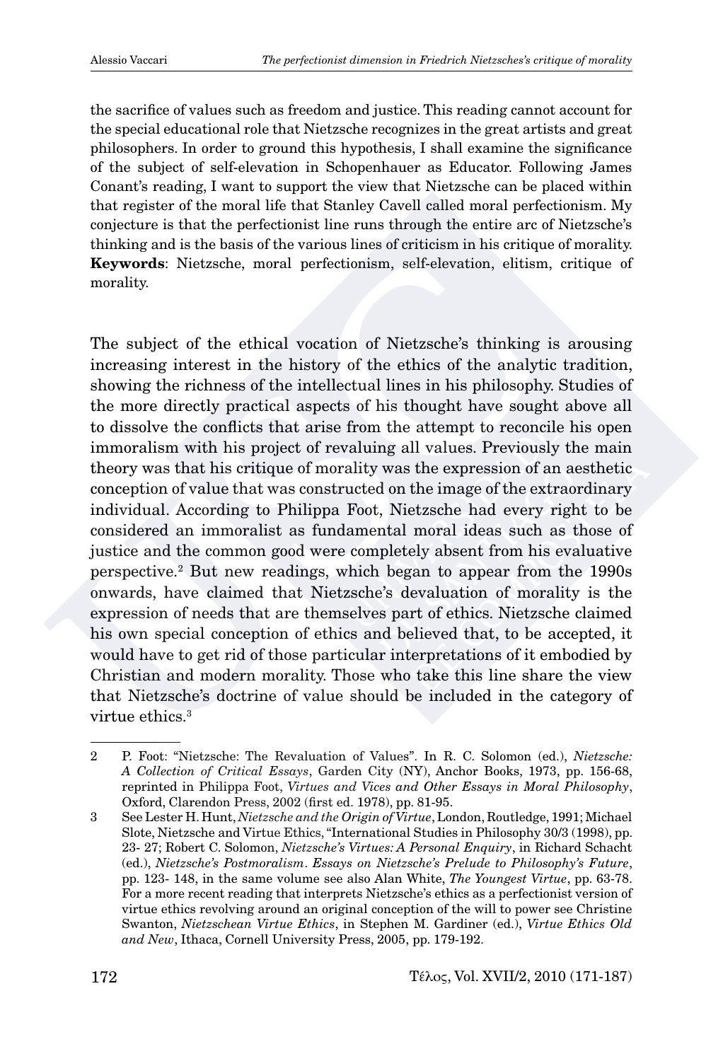the sacrifice of values such as freedom and justice. This reading cannot account for the special educational role that Nietzsche recognizes in the great artists and great philosophers. In order to ground this hypothesis, I shall examine the significance of the subject of self-elevation in Schopenhauer as Educator. Following James Conant's reading, I want to support the view that Nietzsche can be placed within that register of the moral life that Stanley Cavell called moral perfectionism. My conjecture is that the perfectionist line runs through the entire arc of Nietzsche's thinking and is the basis of the various lines of criticism in his critique of morality.
**Keywords**: Nietzsche, moral perfectionism, self-elevation, elitism, critique of morality.

The subject of the ethical vocation of Nietzsche's thinking is arousing increasing interest in the history of the ethics of the analytic tradition, showing the richness of the intellectual lines in his philosophy. Studies of the more directly practical aspects of his thought have sought above all to dissolve the conflicts that arise from the attempt to reconcile his open immoralism with his project of revaluing all values. Previously the main theory was that his critique of morality was the expression of an aesthetic conception of value that was constructed on the image of the extraordinary individual. According to Philippa Foot, Nietzsche had every right to be considered an immoralist as fundamental moral ideas such as those of justice and the common good were completely absent from his evaluative perspective.[2] But new readings, which began to appear from the 1990s onwards, have claimed that Nietzsche's devaluation of morality is the expression of needs that are themselves part of ethics. Nietzsche claimed his own special conception of ethics and believed that, to be accepted, it would have to get rid of those particular interpretations of it embodied by Christian and modern morality. Those who take this line share the view that Nietzsche's doctrine of value should be included in the category of virtue ethics.[3]

---

2 P. Foot: "Nietzsche: The Revaluation of Values". In R. C. Solomon (ed.), *Nietzsche: A Collection of Critical Essays*, Garden City (NY), Anchor Books, 1973, pp. 156-68, reprinted in Philippa Foot, *Virtues and Vices and Other Essays in Moral Philosophy*, Oxford, Clarendon Press, 2002 (first ed. 1978), pp. 81-95.

3 See Lester H. Hunt, *Nietzsche and the Origin of Virtue*, London, Routledge, 1991; Michael Slote, Nietzsche and Virtue Ethics, "International Studies in Philosophy 30/3 (1998), pp. 23- 27; Robert C. Solomon, *Nietzsche's Virtues: A Personal Enquiry*, in Richard Schacht (ed.), *Nietzsche's Postmoralism. Essays on Nietzsche's Prelude to Philosophy's Future*, pp. 123- 148, in the same volume see also Alan White, *The Youngest Virtue*, pp. 63-78. For a more recent reading that interprets Nietzsche's ethics as a perfectionist version of virtue ethics revolving around an original conception of the will to power see Christine Swanton, *Nietzschean Virtue Ethics*, in Stephen M. Gardiner (ed.), *Virtue Ethics Old and New*, Ithaca, Cornell University Press, 2005, pp. 179-192.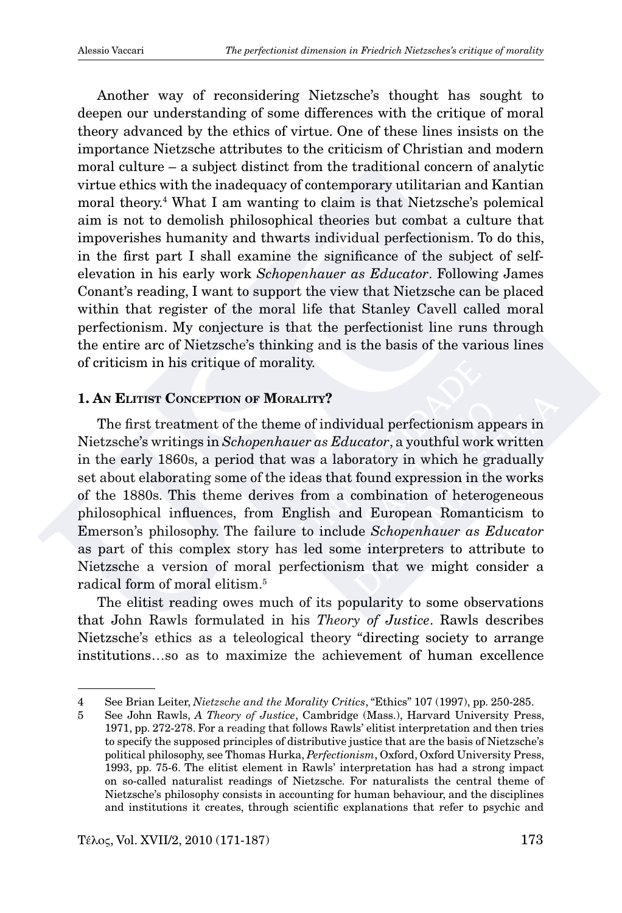Another way of reconsidering Nietzsche's thought has sought to deepen our understanding of some differences with the critique of moral theory advanced by the ethics of virtue. One of these lines insists on the importance Nietzsche attributes to the criticism of Christian and modern moral culture – a subject distinct from the traditional concern of analytic virtue ethics with the inadequacy of contemporary utilitarian and Kantian moral theory.[4] What I am wanting to claim is that Nietzsche's polemical aim is not to demolish philosophical theories but combat a culture that impoverishes humanity and thwarts individual perfectionism. To do this, in the first part I shall examine the significance of the subject of self-elevation in his early work *Schopenhauer as Educator*. Following James Conant's reading, I want to support the view that Nietzsche can be placed within that register of the moral life that Stanley Cavell called moral perfectionism. My conjecture is that the perfectionist line runs through the entire arc of Nietzsche's thinking and is the basis of the various lines of criticism in his critique of morality.

## 1. An Elitist Conception of Morality?

The first treatment of the theme of individual perfectionism appears in Nietzsche's writings in *Schopenhauer as Educator*, a youthful work written in the early 1860s, a period that was a laboratory in which he gradually set about elaborating some of the ideas that found expression in the works of the 1880s. This theme derives from a combination of heterogeneous philosophical influences, from English and European Romanticism to Emerson's philosophy. The failure to include *Schopenhauer as Educator* as part of this complex story has led some interpreters to attribute to Nietzsche a version of moral perfectionism that we might consider a radical form of moral elitism.[5]

The elitist reading owes much of its popularity to some observations that John Rawls formulated in his *Theory of Justice*. Rawls describes Nietzsche's ethics as a teleological theory "directing society to arrange institutions…so as to maximize the achievement of human excellence

---

4 See Brian Leiter, *Nietzsche and the Morality Critics*, "Ethics" 107 (1997), pp. 250-285.

5 See John Rawls, *A Theory of Justice*, Cambridge (Mass.), Harvard University Press, 1971, pp. 272-278. For a reading that follows Rawls' elitist interpretation and then tries to specify the supposed principles of distributive justice that are the basis of Nietzsche's political philosophy, see Thomas Hurka, *Perfectionism*, Oxford, Oxford University Press, 1993, pp. 75-6. The elitist element in Rawls' interpretation has had a strong impact on so-called naturalist readings of Nietzsche. For naturalists the central theme of Nietzsche's philosophy consists in accounting for human behaviour, and the disciplines and institutions it creates, through scientific explanations that refer to psychic and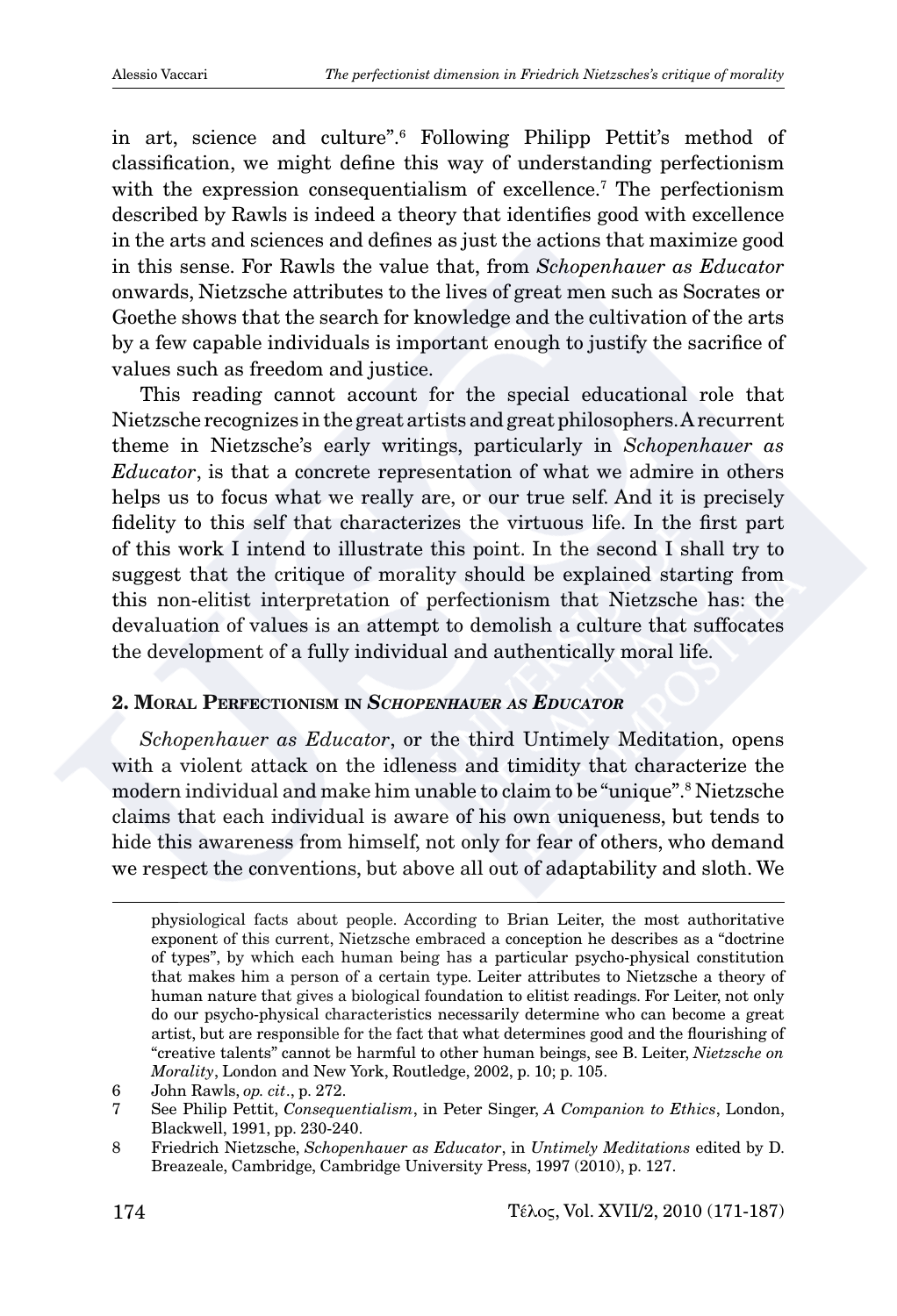in art, science and culture".[6] Following Philipp Pettit's method of classification, we might define this way of understanding perfectionism with the expression consequentialism of excellence.[7] The perfectionism described by Rawls is indeed a theory that identifies good with excellence in the arts and sciences and defines as just the actions that maximize good in this sense. For Rawls the value that, from *Schopenhauer as Educator* onwards, Nietzsche attributes to the lives of great men such as Socrates or Goethe shows that the search for knowledge and the cultivation of the arts by a few capable individuals is important enough to justify the sacrifice of values such as freedom and justice.

This reading cannot account for the special educational role that Nietzsche recognizes in the great artists and great philosophers. A recurrent theme in Nietzsche's early writings, particularly in *Schopenhauer as Educator*, is that a concrete representation of what we admire in others helps us to focus what we really are, or our true self. And it is precisely fidelity to this self that characterizes the virtuous life. In the first part of this work I intend to illustrate this point. In the second I shall try to suggest that the critique of morality should be explained starting from this non-elitist interpretation of perfectionism that Nietzsche has: the devaluation of values is an attempt to demolish a culture that suffocates the development of a fully individual and authentically moral life.

## 2. Moral Perfectionism in *Schopenhauer as Educator*

*Schopenhauer as Educator*, or the third Untimely Meditation, opens with a violent attack on the idleness and timidity that characterize the modern individual and make him unable to claim to be "unique".[8] Nietzsche claims that each individual is aware of his own uniqueness, but tends to hide this awareness from himself, not only for fear of others, who demand we respect the conventions, but above all out of adaptability and sloth. We

---

physiological facts about people. According to Brian Leiter, the most authoritative exponent of this current, Nietzsche embraced a conception he describes as a "doctrine of types", by which each human being has a particular psycho-physical constitution that makes him a person of a certain type. Leiter attributes to Nietzsche a theory of human nature that gives a biological foundation to elitist readings. For Leiter, not only do our psycho-physical characteristics necessarily determine who can become a great artist, but are responsible for the fact that what determines good and the flourishing of "creative talents" cannot be harmful to other human beings, see B. Leiter, *Nietzsche on Morality*, London and New York, Routledge, 2002, p. 10; p. 105.

6 John Rawls, *op. cit*., p. 272.

7 See Philip Pettit, *Consequentialism*, in Peter Singer, *A Companion to Ethics*, London, Blackwell, 1991, pp. 230-240.

8 Friedrich Nietzsche, *Schopenhauer as Educator*, in *Untimely Meditations* edited by D. Breazeale, Cambridge, Cambridge University Press, 1997 (2010), p. 127.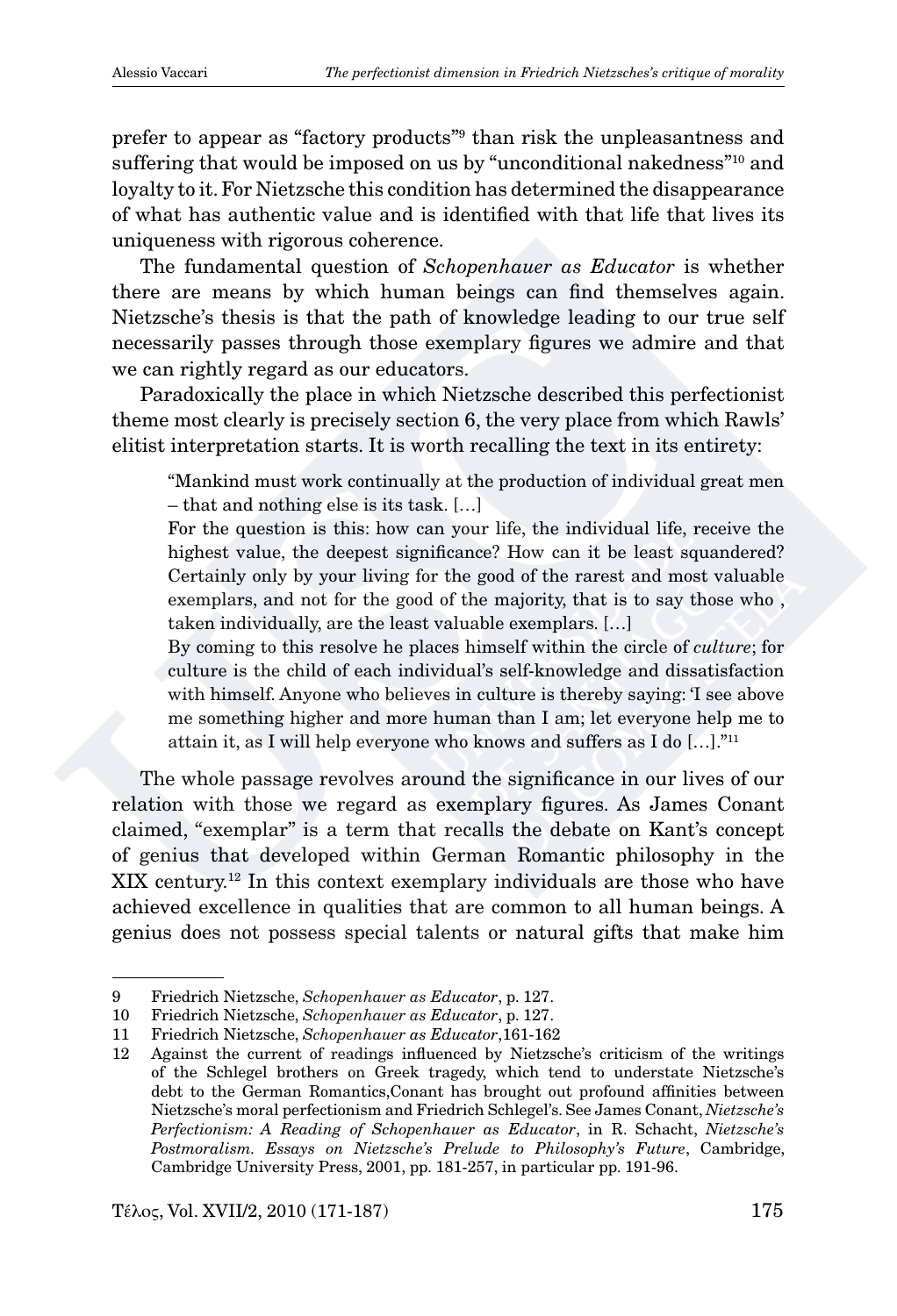prefer to appear as "factory products"[9] than risk the unpleasantness and suffering that would be imposed on us by "unconditional nakedness"[10] and loyalty to it. For Nietzsche this condition has determined the disappearance of what has authentic value and is identified with that life that lives its uniqueness with rigorous coherence.

The fundamental question of *Schopenhauer as Educator* is whether there are means by which human beings can find themselves again. Nietzsche's thesis is that the path of knowledge leading to our true self necessarily passes through those exemplary figures we admire and that we can rightly regard as our educators.

Paradoxically the place in which Nietzsche described this perfectionist theme most clearly is precisely section 6, the very place from which Rawls' elitist interpretation starts. It is worth recalling the text in its entirety:

> "Mankind must work continually at the production of individual great men – that and nothing else is its task. […]
> For the question is this: how can your life, the individual life, receive the highest value, the deepest significance? How can it be least squandered? Certainly only by your living for the good of the rarest and most valuable exemplars, and not for the good of the majority, that is to say those who , taken individually, are the least valuable exemplars. […]
> By coming to this resolve he places himself within the circle of *culture*; for culture is the child of each individual's self-knowledge and dissatisfaction with himself. Anyone who believes in culture is thereby saying: 'I see above me something higher and more human than I am; let everyone help me to attain it, as I will help everyone who knows and suffers as I do […]."[11]

The whole passage revolves around the significance in our lives of our relation with those we regard as exemplary figures. As James Conant claimed, "exemplar" is a term that recalls the debate on Kant's concept of genius that developed within German Romantic philosophy in the XIX century.[12] In this context exemplary individuals are those who have achieved excellence in qualities that are common to all human beings. A genius does not possess special talents or natural gifts that make him

---

9 Friedrich Nietzsche, *Schopenhauer as Educator*, p. 127.

10 Friedrich Nietzsche, *Schopenhauer as Educator*, p. 127.

11 Friedrich Nietzsche, *Schopenhauer as Educator*,161-162

12 Against the current of readings influenced by Nietzsche's criticism of the writings of the Schlegel brothers on Greek tragedy, which tend to understate Nietzsche's debt to the German Romantics,Conant has brought out profound affinities between Nietzsche's moral perfectionism and Friedrich Schlegel's. See James Conant, *Nietzsche's Perfectionism: A Reading of Schopenhauer as Educator*, in R. Schacht, *Nietzsche's Postmoralism. Essays on Nietzsche's Prelude to Philosophy's Future*, Cambridge, Cambridge University Press, 2001, pp. 181-257, in particular pp. 191-96.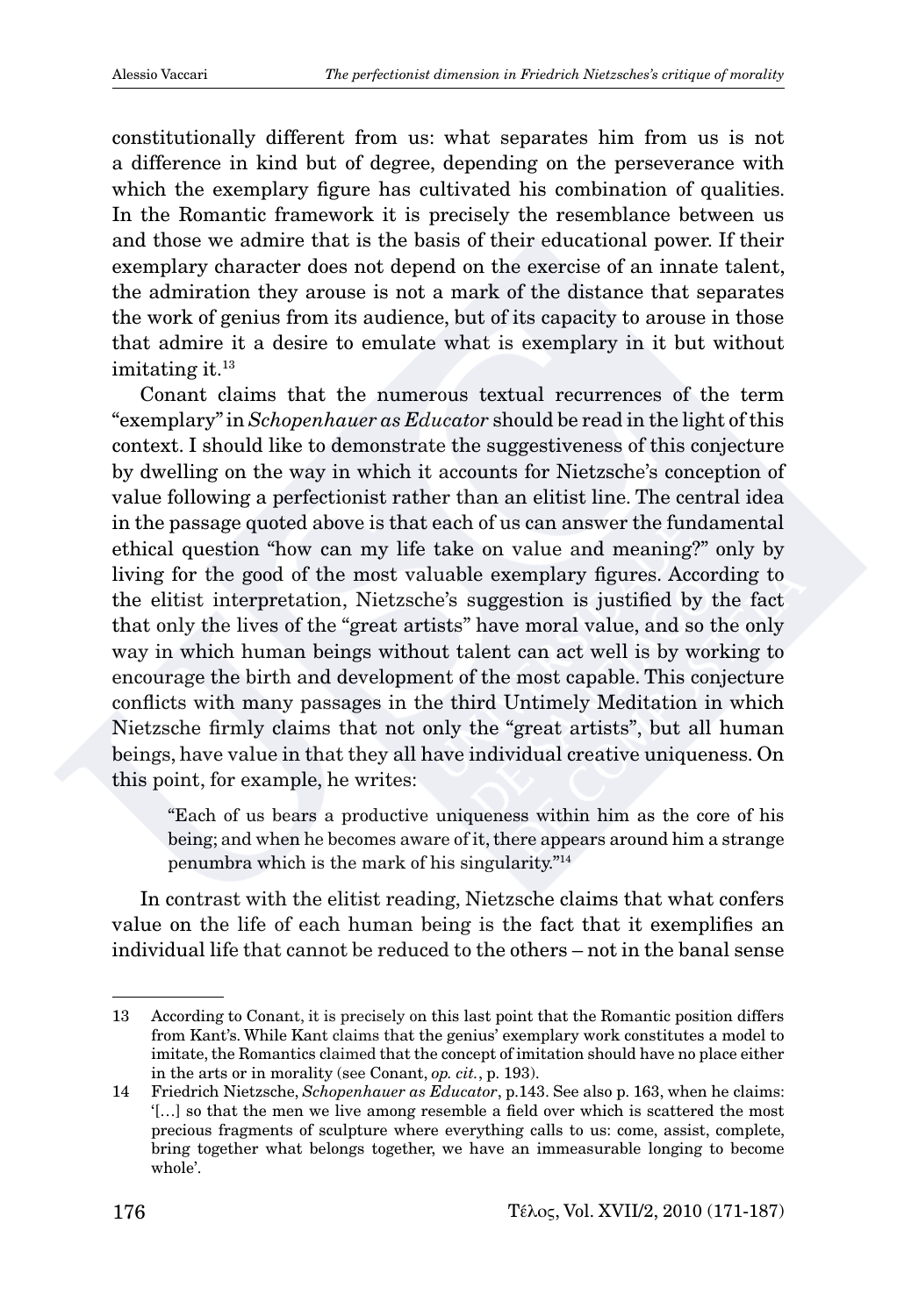constitutionally different from us: what separates him from us is not a difference in kind but of degree, depending on the perseverance with which the exemplary figure has cultivated his combination of qualities. In the Romantic framework it is precisely the resemblance between us and those we admire that is the basis of their educational power. If their exemplary character does not depend on the exercise of an innate talent, the admiration they arouse is not a mark of the distance that separates the work of genius from its audience, but of its capacity to arouse in those that admire it a desire to emulate what is exemplary in it but without imitating it.[13]

Conant claims that the numerous textual recurrences of the term "exemplary" in *Schopenhauer as Educator* should be read in the light of this context. I should like to demonstrate the suggestiveness of this conjecture by dwelling on the way in which it accounts for Nietzsche's conception of value following a perfectionist rather than an elitist line. The central idea in the passage quoted above is that each of us can answer the fundamental ethical question "how can my life take on value and meaning?" only by living for the good of the most valuable exemplary figures. According to the elitist interpretation, Nietzsche's suggestion is justified by the fact that only the lives of the "great artists" have moral value, and so the only way in which human beings without talent can act well is by working to encourage the birth and development of the most capable. This conjecture conflicts with many passages in the third Untimely Meditation in which Nietzsche firmly claims that not only the "great artists", but all human beings, have value in that they all have individual creative uniqueness. On this point, for example, he writes:

> "Each of us bears a productive uniqueness within him as the core of his being; and when he becomes aware of it, there appears around him a strange penumbra which is the mark of his singularity."[14]

In contrast with the elitist reading, Nietzsche claims that what confers value on the life of each human being is the fact that it exemplifies an individual life that cannot be reduced to the others – not in the banal sense

---

13 According to Conant, it is precisely on this last point that the Romantic position differs from Kant's. While Kant claims that the genius' exemplary work constitutes a model to imitate, the Romantics claimed that the concept of imitation should have no place either in the arts or in morality (see Conant, *op. cit.*, p. 193).

14 Friedrich Nietzsche, *Schopenhauer as Educator*, p.143. See also p. 163, when he claims: '[…] so that the men we live among resemble a field over which is scattered the most precious fragments of sculpture where everything calls to us: come, assist, complete, bring together what belongs together, we have an immeasurable longing to become whole'.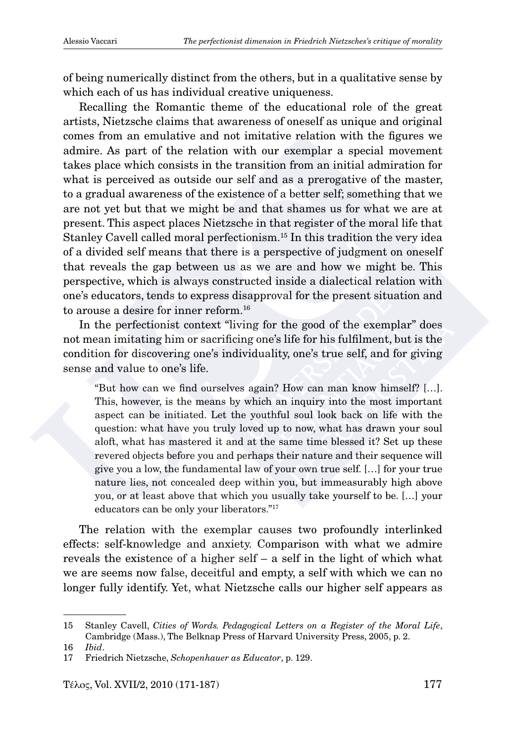of being numerically distinct from the others, but in a qualitative sense by which each of us has individual creative uniqueness.

Recalling the Romantic theme of the educational role of the great artists, Nietzsche claims that awareness of oneself as unique and original comes from an emulative and not imitative relation with the figures we admire. As part of the relation with our exemplar a special movement takes place which consists in the transition from an initial admiration for what is perceived as outside our self and as a prerogative of the master, to a gradual awareness of the existence of a better self; something that we are not yet but that we might be and that shames us for what we are at present. This aspect places Nietzsche in that register of the moral life that Stanley Cavell called moral perfectionism.[15] In this tradition the very idea of a divided self means that there is a perspective of judgment on oneself that reveals the gap between us as we are and how we might be. This perspective, which is always constructed inside a dialectical relation with one's educators, tends to express disapproval for the present situation and to arouse a desire for inner reform.[16]

In the perfectionist context "living for the good of the exemplar" does not mean imitating him or sacrificing one's life for his fulfilment, but is the condition for discovering one's individuality, one's true self, and for giving sense and value to one's life.

> "But how can we find ourselves again? How can man know himself? […]. This, however, is the means by which an inquiry into the most important aspect can be initiated. Let the youthful soul look back on life with the question: what have you truly loved up to now, what has drawn your soul aloft, what has mastered it and at the same time blessed it? Set up these revered objects before you and perhaps their nature and their sequence will give you a low, the fundamental law of your own true self. […] for your true nature lies, not concealed deep within you, but immeasurably high above you, or at least above that which you usually take yourself to be. […] your educators can be only your liberators."[17]

The relation with the exemplar causes two profoundly interlinked effects: self-knowledge and anxiety. Comparison with what we admire reveals the existence of a higher self – a self in the light of which what we are seems now false, deceitful and empty, a self with which we can no longer fully identify. Yet, what Nietzsche calls our higher self appears as

---

15 Stanley Cavell, *Cities of Words. Pedagogical Letters on a Register of the Moral Life*, Cambridge (Mass.), The Belknap Press of Harvard University Press, 2005, p. 2.

16 *Ibid*.

17 Friedrich Nietzsche, *Schopenhauer as Educator*, p. 129.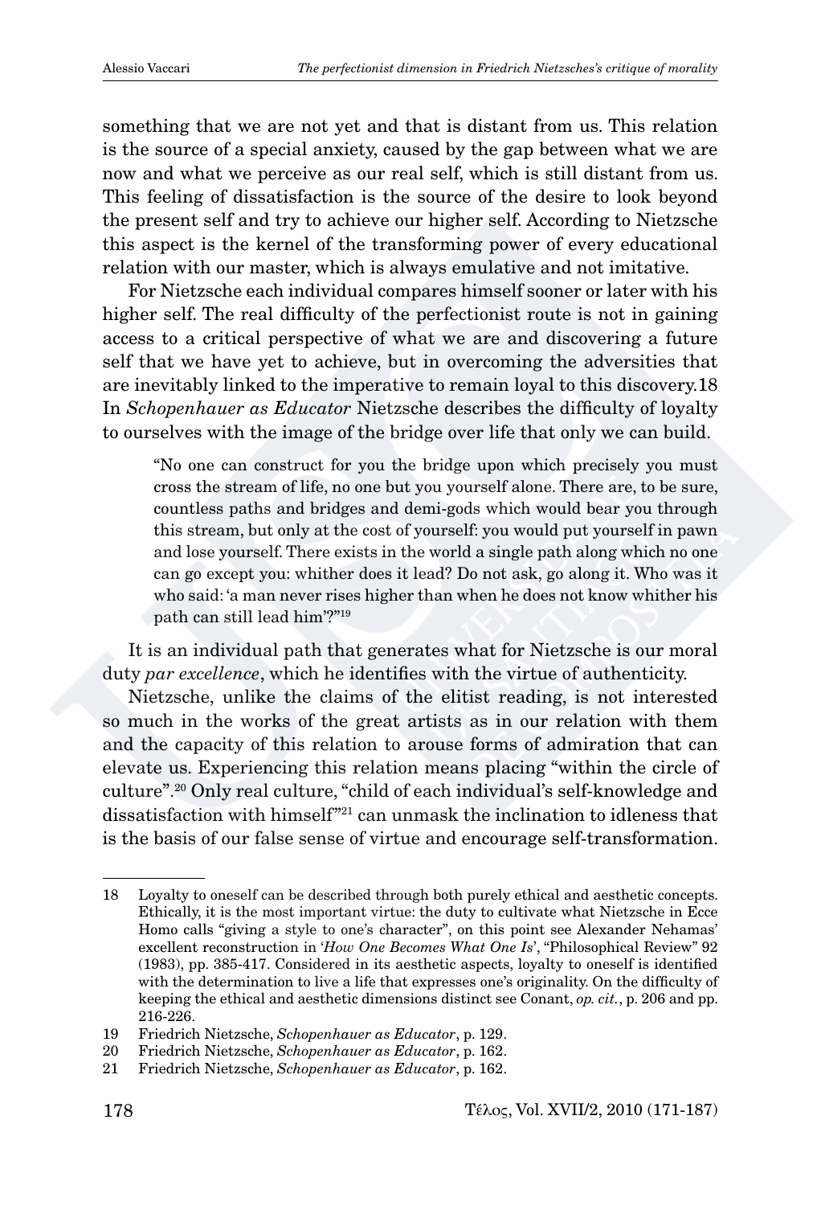something that we are not yet and that is distant from us. This relation is the source of a special anxiety, caused by the gap between what we are now and what we perceive as our real self, which is still distant from us. This feeling of dissatisfaction is the source of the desire to look beyond the present self and try to achieve our higher self. According to Nietzsche this aspect is the kernel of the transforming power of every educational relation with our master, which is always emulative and not imitative.

For Nietzsche each individual compares himself sooner or later with his higher self. The real difficulty of the perfectionist route is not in gaining access to a critical perspective of what we are and discovering a future self that we have yet to achieve, but in overcoming the adversities that are inevitably linked to the imperative to remain loyal to this discovery.18 In *Schopenhauer as Educator* Nietzsche describes the difficulty of loyalty to ourselves with the image of the bridge over life that only we can build.

> "No one can construct for you the bridge upon which precisely you must cross the stream of life, no one but you yourself alone. There are, to be sure, countless paths and bridges and demi-gods which would bear you through this stream, but only at the cost of yourself: you would put yourself in pawn and lose yourself. There exists in the world a single path along which no one can go except you: whither does it lead? Do not ask, go along it. Who was it who said: 'a man never rises higher than when he does not know whither his path can still lead him'?"[19]

It is an individual path that generates what for Nietzsche is our moral duty *par excellence*, which he identifies with the virtue of authenticity.

Nietzsche, unlike the claims of the elitist reading, is not interested so much in the works of the great artists as in our relation with them and the capacity of this relation to arouse forms of admiration that can elevate us. Experiencing this relation means placing "within the circle of culture".[20] Only real culture, "child of each individual's self-knowledge and dissatisfaction with himself"[21] can unmask the inclination to idleness that is the basis of our false sense of virtue and encourage self-transformation.

---

18 Loyalty to oneself can be described through both purely ethical and aesthetic concepts. Ethically, it is the most important virtue: the duty to cultivate what Nietzsche in Ecce Homo calls "giving a style to one's character", on this point see Alexander Nehamas' excellent reconstruction in '*How One Becomes What One Is*', "Philosophical Review" 92 (1983), pp. 385-417. Considered in its aesthetic aspects, loyalty to oneself is identified with the determination to live a life that expresses one's originality. On the difficulty of keeping the ethical and aesthetic dimensions distinct see Conant, *op. cit.*, p. 206 and pp. 216-226.

19 Friedrich Nietzsche, *Schopenhauer as Educator*, p. 129.

20 Friedrich Nietzsche, *Schopenhauer as Educator*, p. 162.

21 Friedrich Nietzsche, *Schopenhauer as Educator*, p. 162.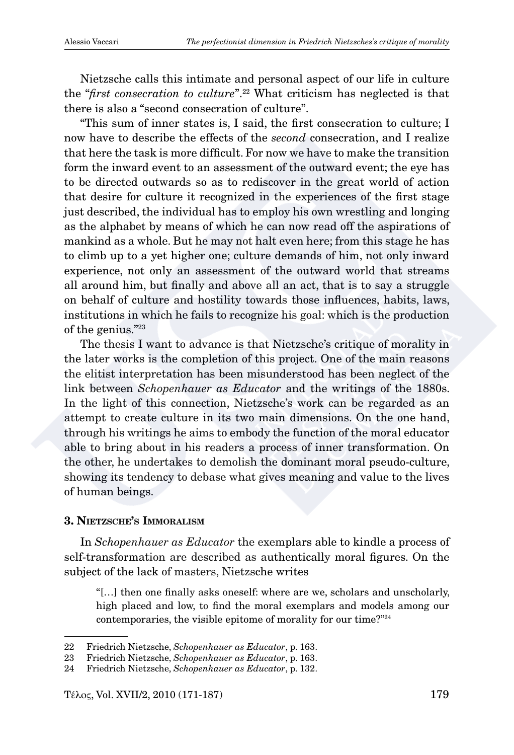Nietzsche calls this intimate and personal aspect of our life in culture the "*first consecration to culture*".[22] What criticism has neglected is that there is also a "second consecration of culture".

"This sum of inner states is, I said, the first consecration to culture; I now have to describe the effects of the *second* consecration, and I realize that here the task is more difficult. For now we have to make the transition form the inward event to an assessment of the outward event; the eye has to be directed outwards so as to rediscover in the great world of action that desire for culture it recognized in the experiences of the first stage just described, the individual has to employ his own wrestling and longing as the alphabet by means of which he can now read off the aspirations of mankind as a whole. But he may not halt even here; from this stage he has to climb up to a yet higher one; culture demands of him, not only inward experience, not only an assessment of the outward world that streams all around him, but finally and above all an act, that is to say a struggle on behalf of culture and hostility towards those influences, habits, laws, institutions in which he fails to recognize his goal: which is the production of the genius."[23]

The thesis I want to advance is that Nietzsche's critique of morality in the later works is the completion of this project. One of the main reasons the elitist interpretation has been misunderstood has been neglect of the link between *Schopenhauer as Educator* and the writings of the 1880s. In the light of this connection, Nietzsche's work can be regarded as an attempt to create culture in its two main dimensions. On the one hand, through his writings he aims to embody the function of the moral educator able to bring about in his readers a process of inner transformation. On the other, he undertakes to demolish the dominant moral pseudo-culture, showing its tendency to debase what gives meaning and value to the lives of human beings.

## 3. Nietzsche's Immoralism

In *Schopenhauer as Educator* the exemplars able to kindle a process of self-transformation are described as authentically moral figures. On the subject of the lack of masters, Nietzsche writes

> "[…] then one finally asks oneself: where are we, scholars and unscholarly, high placed and low, to find the moral exemplars and models among our contemporaries, the visible epitome of morality for our time?"[24]

---

22 Friedrich Nietzsche, *Schopenhauer as Educator*, p. 163.

23 Friedrich Nietzsche, *Schopenhauer as Educator*, p. 163.

24 Friedrich Nietzsche, *Schopenhauer as Educator*, p. 132.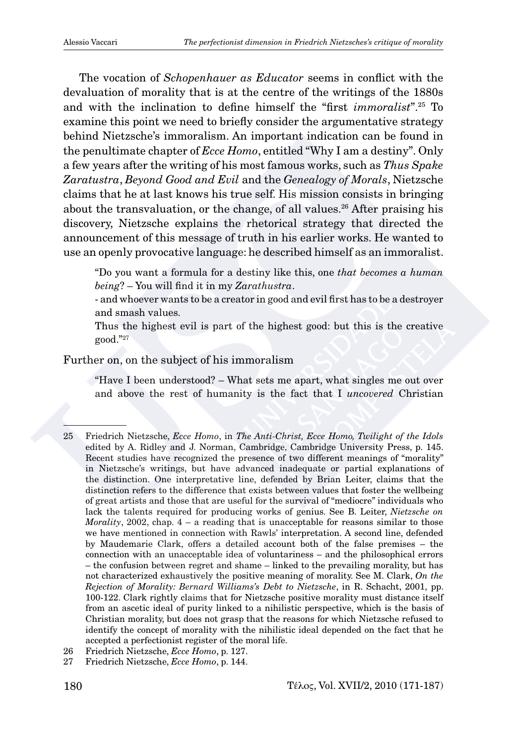The vocation of *Schopenhauer as Educator* seems in conflict with the devaluation of morality that is at the centre of the writings of the 1880s and with the inclination to define himself the "first *immoralist*".[25] To examine this point we need to briefly consider the argumentative strategy behind Nietzsche's immoralism. An important indication can be found in the penultimate chapter of *Ecce Homo*, entitled "Why I am a destiny". Only a few years after the writing of his most famous works, such as *Thus Spake Zaratustra*, *Beyond Good and Evil* and the *Genealogy of Morals*, Nietzsche claims that he at last knows his true self. His mission consists in bringing about the transvaluation, or the change, of all values.[26] After praising his discovery, Nietzsche explains the rhetorical strategy that directed the announcement of this message of truth in his earlier works. He wanted to use an openly provocative language: he described himself as an immoralist.

> "Do you want a formula for a destiny like this, one *that becomes a human being*? – You will find it in my *Zarathustra*.
>
> - and whoever wants to be a creator in good and evil first has to be a destroyer and smash values.
>
> Thus the highest evil is part of the highest good: but this is the creative good."[27]

Further on, on the subject of his immoralism

> "Have I been understood? – What sets me apart, what singles me out over and above the rest of humanity is the fact that I *uncovered* Christian

---

25 Friedrich Nietzsche, *Ecce Homo*, in *The Anti-Christ, Ecce Homo, Twilight of the Idols* edited by A. Ridley and J. Norman, Cambridge, Cambridge University Press, p. 145. Recent studies have recognized the presence of two different meanings of "morality" in Nietzsche's writings, but have advanced inadequate or partial explanations of the distinction. One interpretative line, defended by Brian Leiter, claims that the distinction refers to the difference that exists between values that foster the wellbeing of great artists and those that are useful for the survival of "mediocre" individuals who lack the talents required for producing works of genius. See B. Leiter, *Nietzsche on Morality*, 2002, chap. 4 – a reading that is unacceptable for reasons similar to those we have mentioned in connection with Rawls' interpretation. A second line, defended by Maudemarie Clark, offers a detailed account both of the false premises – the connection with an unacceptable idea of voluntariness – and the philosophical errors – the confusion between regret and shame – linked to the prevailing morality, but has not characterized exhaustively the positive meaning of morality. See M. Clark, *On the Rejection of Morality: Bernard Williams's Debt to Nietzsche*, in R. Schacht, 2001, pp. 100-122. Clark rightly claims that for Nietzsche positive morality must distance itself from an ascetic ideal of purity linked to a nihilistic perspective, which is the basis of Christian morality, but does not grasp that the reasons for which Nietzsche refused to identify the concept of morality with the nihilistic ideal depended on the fact that he accepted a perfectionist register of the moral life.

26 Friedrich Nietzsche, *Ecce Homo*, p. 127.

27 Friedrich Nietzsche, *Ecce Homo*, p. 144.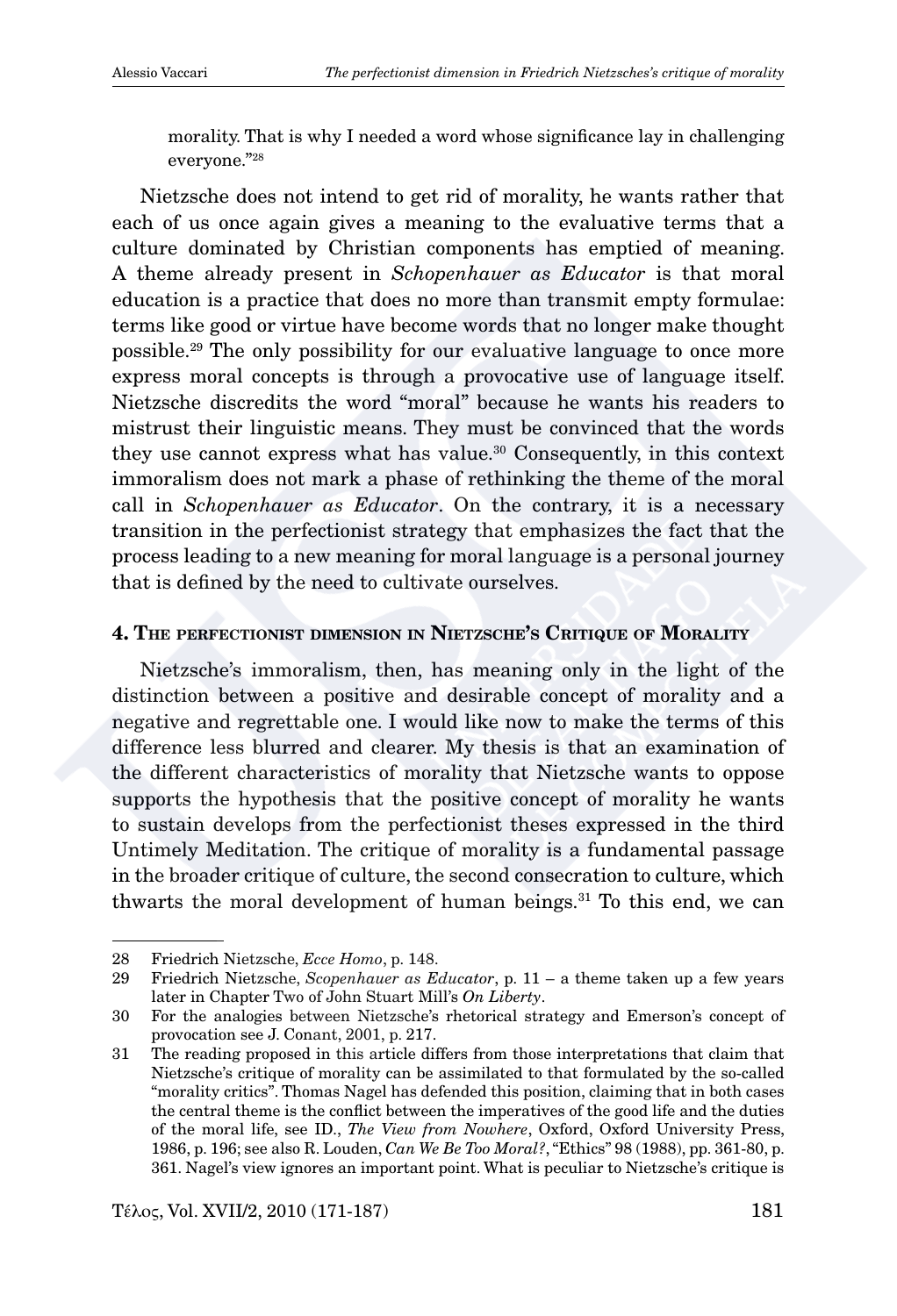morality. That is why I needed a word whose significance lay in challenging everyone."[28]

Nietzsche does not intend to get rid of morality, he wants rather that each of us once again gives a meaning to the evaluative terms that a culture dominated by Christian components has emptied of meaning. A theme already present in *Schopenhauer as Educator* is that moral education is a practice that does no more than transmit empty formulae: terms like good or virtue have become words that no longer make thought possible.[29] The only possibility for our evaluative language to once more express moral concepts is through a provocative use of language itself. Nietzsche discredits the word "moral" because he wants his readers to mistrust their linguistic means. They must be convinced that the words they use cannot express what has value.[30] Consequently, in this context immoralism does not mark a phase of rethinking the theme of the moral call in *Schopenhauer as Educator*. On the contrary, it is a necessary transition in the perfectionist strategy that emphasizes the fact that the process leading to a new meaning for moral language is a personal journey that is defined by the need to cultivate ourselves.

## 4. The perfectionist dimension in Nietzsche's Critique of Morality

Nietzsche's immoralism, then, has meaning only in the light of the distinction between a positive and desirable concept of morality and a negative and regrettable one. I would like now to make the terms of this difference less blurred and clearer. My thesis is that an examination of the different characteristics of morality that Nietzsche wants to oppose supports the hypothesis that the positive concept of morality he wants to sustain develops from the perfectionist theses expressed in the third Untimely Meditation. The critique of morality is a fundamental passage in the broader critique of culture, the second consecration to culture, which thwarts the moral development of human beings.[31] To this end, we can

---

28 Friedrich Nietzsche, *Ecce Homo*, p. 148.

29 Friedrich Nietzsche, *Scopenhauer as Educator*, p. 11 – a theme taken up a few years later in Chapter Two of John Stuart Mill's *On Liberty*.

30 For the analogies between Nietzsche's rhetorical strategy and Emerson's concept of provocation see J. Conant, 2001, p. 217.

31 The reading proposed in this article differs from those interpretations that claim that Nietzsche's critique of morality can be assimilated to that formulated by the so-called "morality critics". Thomas Nagel has defended this position, claiming that in both cases the central theme is the conflict between the imperatives of the good life and the duties of the moral life, see ID., *The View from Nowhere*, Oxford, Oxford University Press, 1986, p. 196; see also R. Louden, *Can We Be Too Moral?*, "Ethics" 98 (1988), pp. 361-80, p. 361. Nagel's view ignores an important point. What is peculiar to Nietzsche's critique is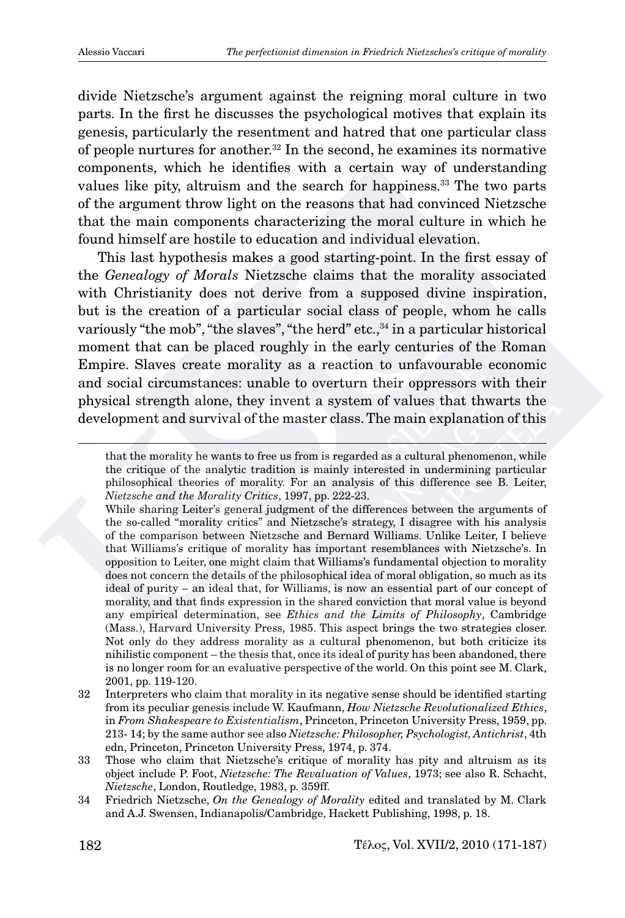divide Nietzsche's argument against the reigning moral culture in two parts. In the first he discusses the psychological motives that explain its genesis, particularly the resentment and hatred that one particular class of people nurtures for another.[32] In the second, he examines its normative components, which he identifies with a certain way of understanding values like pity, altruism and the search for happiness.[33] The two parts of the argument throw light on the reasons that had convinced Nietzsche that the main components characterizing the moral culture in which he found himself are hostile to education and individual elevation.

This last hypothesis makes a good starting-point. In the first essay of the *Genealogy of Morals* Nietzsche claims that the morality associated with Christianity does not derive from a supposed divine inspiration, but is the creation of a particular social class of people, whom he calls variously "the mob", "the slaves", "the herd" etc.,[34] in a particular historical moment that can be placed roughly in the early centuries of the Roman Empire. Slaves create morality as a reaction to unfavourable economic and social circumstances: unable to overturn their oppressors with their physical strength alone, they invent a system of values that thwarts the development and survival of the master class. The main explanation of this

---

that the morality he wants to free us from is regarded as a cultural phenomenon, while the critique of the analytic tradition is mainly interested in undermining particular philosophical theories of morality. For an analysis of this difference see B. Leiter, *Nietzsche and the Morality Critics*, 1997, pp. 222-23.

While sharing Leiter's general judgment of the differences between the arguments of the so-called "morality critics" and Nietzsche's strategy, I disagree with his analysis of the comparison between Nietzsche and Bernard Williams. Unlike Leiter, I believe that Williams's critique of morality has important resemblances with Nietzsche's. In opposition to Leiter, one might claim that Williams's fundamental objection to morality does not concern the details of the philosophical idea of moral obligation, so much as its ideal of purity – an ideal that, for Williams, is now an essential part of our concept of morality, and that finds expression in the shared conviction that moral value is beyond any empirical determination, see *Ethics and the Limits of Philosophy*, Cambridge (Mass.), Harvard University Press, 1985. This aspect brings the two strategies closer. Not only do they address morality as a cultural phenomenon, but both criticize its nihilistic component – the thesis that, once its ideal of purity has been abandoned, there is no longer room for an evaluative perspective of the world. On this point see M. Clark, 2001, pp. 119-120.

32 Interpreters who claim that morality in its negative sense should be identified starting from its peculiar genesis include W. Kaufmann, *How Nietzsche Revolutionalized Ethics*, in *From Shakespeare to Existentialism*, Princeton, Princeton University Press, 1959, pp. 213- 14; by the same author see also *Nietzsche: Philosopher, Psychologist, Antichrist*, 4th edn, Princeton, Princeton University Press, 1974, p. 374.

33 Those who claim that Nietzsche's critique of morality has pity and altruism as its object include P. Foot, *Nietzsche: The Revaluation of Values*, 1973; see also R. Schacht, *Nietzsche*, London, Routledge, 1983, p. 359ff.

34 Friedrich Nietzsche, *On the Genealogy of Morality* edited and translated by M. Clark and A.J. Swensen, Indianapolis/Cambridge, Hackett Publishing, 1998, p. 18.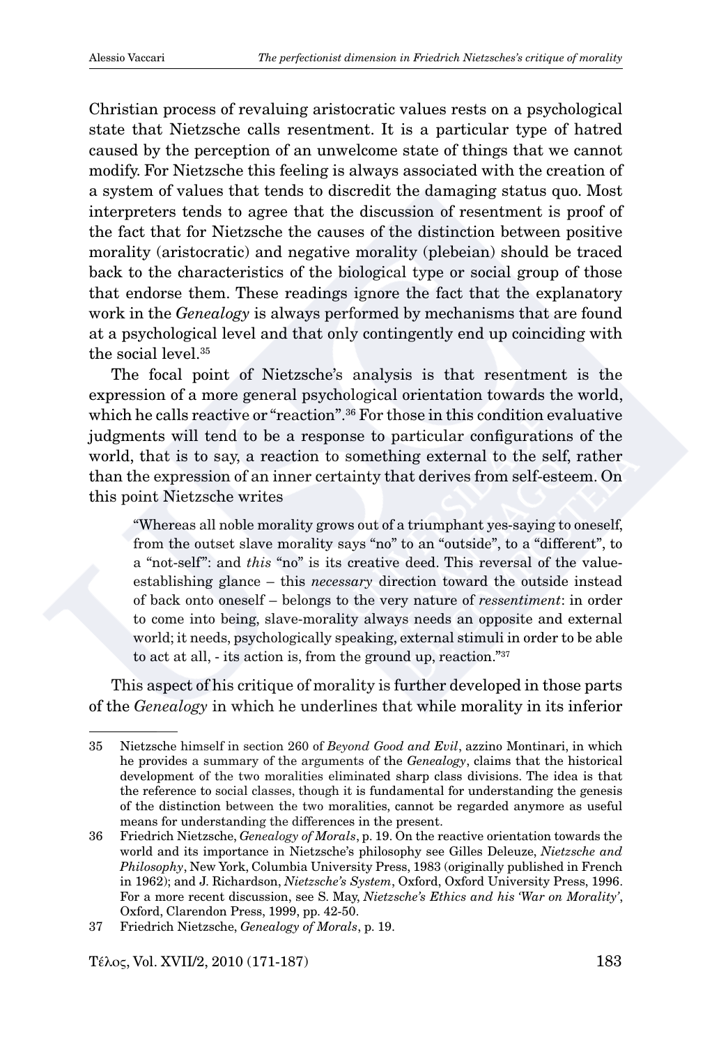Christian process of revaluing aristocratic values rests on a psychological state that Nietzsche calls resentment. It is a particular type of hatred caused by the perception of an unwelcome state of things that we cannot modify. For Nietzsche this feeling is always associated with the creation of a system of values that tends to discredit the damaging status quo. Most interpreters tends to agree that the discussion of resentment is proof of the fact that for Nietzsche the causes of the distinction between positive morality (aristocratic) and negative morality (plebeian) should be traced back to the characteristics of the biological type or social group of those that endorse them. These readings ignore the fact that the explanatory work in the *Genealogy* is always performed by mechanisms that are found at a psychological level and that only contingently end up coinciding with the social level.[35]

The focal point of Nietzsche's analysis is that resentment is the expression of a more general psychological orientation towards the world, which he calls reactive or "reaction".[36] For those in this condition evaluative judgments will tend to be a response to particular configurations of the world, that is to say, a reaction to something external to the self, rather than the expression of an inner certainty that derives from self-esteem. On this point Nietzsche writes

> "Whereas all noble morality grows out of a triumphant yes-saying to oneself, from the outset slave morality says "no" to an "outside", to a "different", to a "not-self": and *this* "no" is its creative deed. This reversal of the value-establishing glance – this *necessary* direction toward the outside instead of back onto oneself – belongs to the very nature of *ressentiment*: in order to come into being, slave-morality always needs an opposite and external world; it needs, psychologically speaking, external stimuli in order to be able to act at all, - its action is, from the ground up, reaction."[37]

This aspect of his critique of morality is further developed in those parts of the *Genealogy* in which he underlines that while morality in its inferior

---

35 Nietzsche himself in section 260 of *Beyond Good and Evil*, azzino Montinari, in which he provides a summary of the arguments of the *Genealogy*, claims that the historical development of the two moralities eliminated sharp class divisions. The idea is that the reference to social classes, though it is fundamental for understanding the genesis of the distinction between the two moralities, cannot be regarded anymore as useful means for understanding the differences in the present.

36 Friedrich Nietzsche, *Genealogy of Morals*, p. 19. On the reactive orientation towards the world and its importance in Nietzsche's philosophy see Gilles Deleuze, *Nietzsche and Philosophy*, New York, Columbia University Press, 1983 (originally published in French in 1962); and J. Richardson, *Nietzsche's System*, Oxford, Oxford University Press, 1996. For a more recent discussion, see S. May, *Nietzsche's Ethics and his 'War on Morality'*, Oxford, Clarendon Press, 1999, pp. 42-50.

37 Friedrich Nietzsche, *Genealogy of Morals*, p. 19.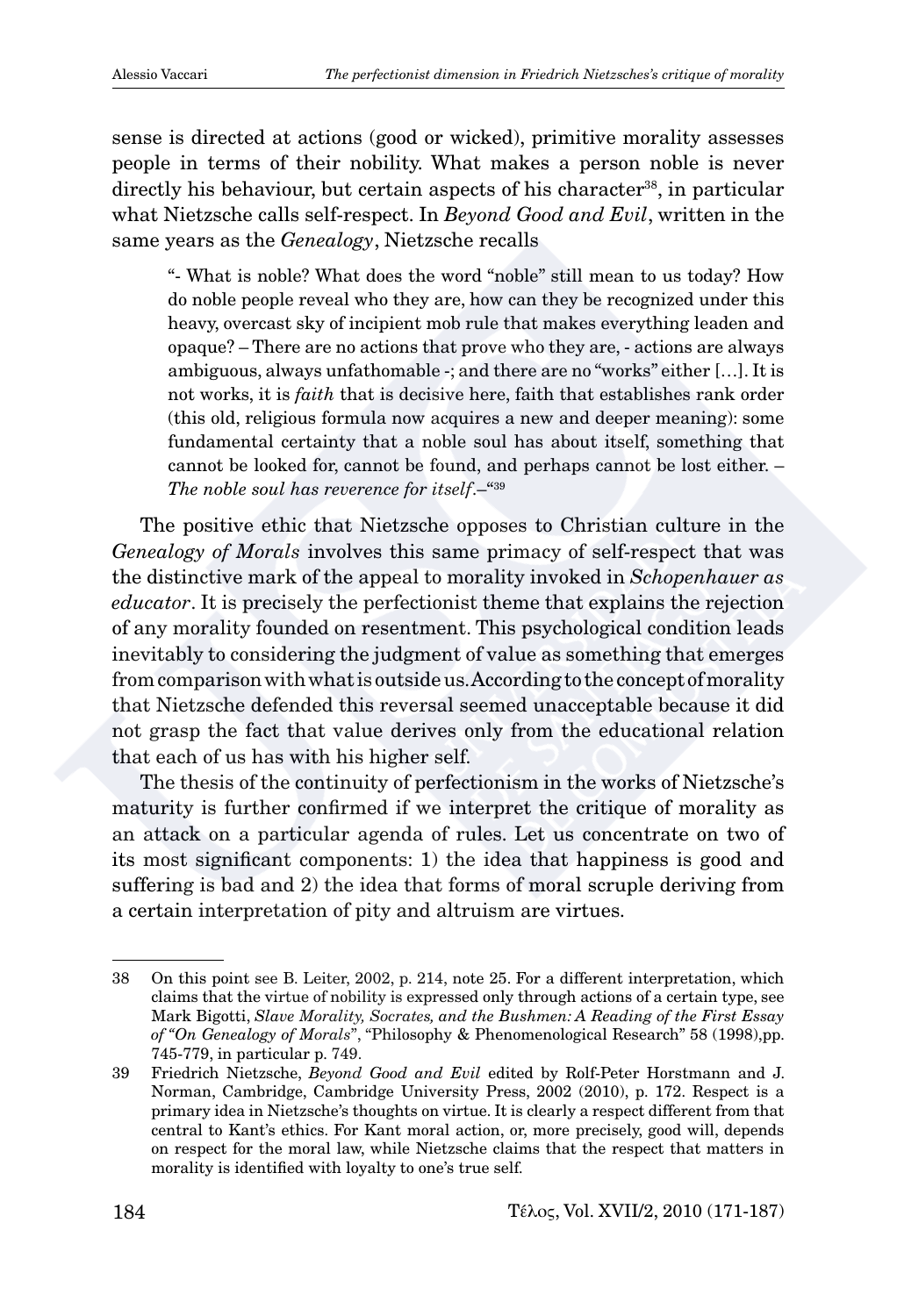sense is directed at actions (good or wicked), primitive morality assesses people in terms of their nobility. What makes a person noble is never directly his behaviour, but certain aspects of his character[38], in particular what Nietzsche calls self-respect. In *Beyond Good and Evil*, written in the same years as the *Genealogy*, Nietzsche recalls

> "- What is noble? What does the word "noble" still mean to us today? How do noble people reveal who they are, how can they be recognized under this heavy, overcast sky of incipient mob rule that makes everything leaden and opaque? – There are no actions that prove who they are, - actions are always ambiguous, always unfathomable -; and there are no "works" either […]. It is not works, it is *faith* that is decisive here, faith that establishes rank order (this old, religious formula now acquires a new and deeper meaning): some fundamental certainty that a noble soul has about itself, something that cannot be looked for, cannot be found, and perhaps cannot be lost either. – *The noble soul has reverence for itself*.–"[39]

The positive ethic that Nietzsche opposes to Christian culture in the *Genealogy of Morals* involves this same primacy of self-respect that was the distinctive mark of the appeal to morality invoked in *Schopenhauer as educator*. It is precisely the perfectionist theme that explains the rejection of any morality founded on resentment. This psychological condition leads inevitably to considering the judgment of value as something that emerges from comparison with what is outside us. According to the concept of morality that Nietzsche defended this reversal seemed unacceptable because it did not grasp the fact that value derives only from the educational relation that each of us has with his higher self.

The thesis of the continuity of perfectionism in the works of Nietzsche's maturity is further confirmed if we interpret the critique of morality as an attack on a particular agenda of rules. Let us concentrate on two of its most significant components: 1) the idea that happiness is good and suffering is bad and 2) the idea that forms of moral scruple deriving from a certain interpretation of pity and altruism are virtues.

---

38 On this point see B. Leiter, 2002, p. 214, note 25. For a different interpretation, which claims that the virtue of nobility is expressed only through actions of a certain type, see Mark Bigotti, *Slave Morality, Socrates, and the Bushmen: A Reading of the First Essay of "On Genealogy of Morals"*, "Philosophy & Phenomenological Research" 58 (1998),pp. 745-779, in particular p. 749.

39 Friedrich Nietzsche, *Beyond Good and Evil* edited by Rolf-Peter Horstmann and J. Norman, Cambridge, Cambridge University Press, 2002 (2010), p. 172. Respect is a primary idea in Nietzsche's thoughts on virtue. It is clearly a respect different from that central to Kant's ethics. For Kant moral action, or, more precisely, good will, depends on respect for the moral law, while Nietzsche claims that the respect that matters in morality is identified with loyalty to one's true self.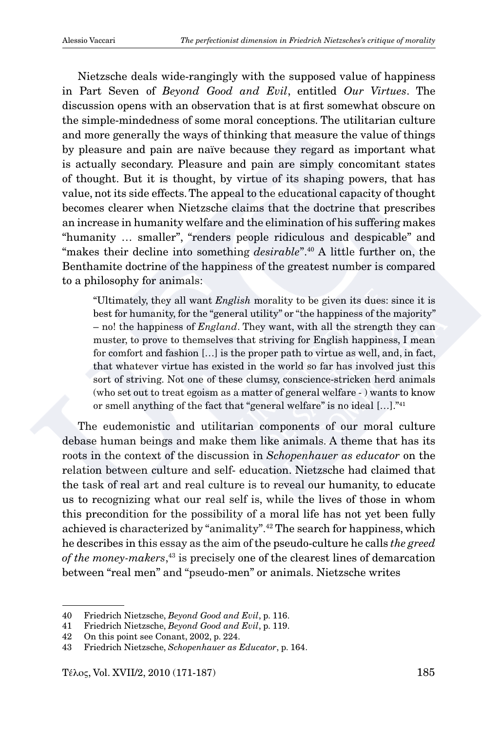Nietzsche deals wide-rangingly with the supposed value of happiness in Part Seven of *Beyond Good and Evil*, entitled *Our Virtues*. The discussion opens with an observation that is at first somewhat obscure on the simple-mindedness of some moral conceptions. The utilitarian culture and more generally the ways of thinking that measure the value of things by pleasure and pain are naïve because they regard as important what is actually secondary. Pleasure and pain are simply concomitant states of thought. But it is thought, by virtue of its shaping powers, that has value, not its side effects. The appeal to the educational capacity of thought becomes clearer when Nietzsche claims that the doctrine that prescribes an increase in humanity welfare and the elimination of his suffering makes "humanity … smaller", "renders people ridiculous and despicable" and "makes their decline into something *desirable*".[40] A little further on, the Benthamite doctrine of the happiness of the greatest number is compared to a philosophy for animals:

> "Ultimately, they all want *English* morality to be given its dues: since it is best for humanity, for the "general utility" or "the happiness of the majority" – no! the happiness of *England*. They want, with all the strength they can muster, to prove to themselves that striving for English happiness, I mean for comfort and fashion […] is the proper path to virtue as well, and, in fact, that whatever virtue has existed in the world so far has involved just this sort of striving. Not one of these clumsy, conscience-stricken herd animals (who set out to treat egoism as a matter of general welfare - ) wants to know or smell anything of the fact that "general welfare" is no ideal […]."[41]

The eudemonistic and utilitarian components of our moral culture debase human beings and make them like animals. A theme that has its roots in the context of the discussion in *Schopenhauer as educator* on the relation between culture and self- education. Nietzsche had claimed that the task of real art and real culture is to reveal our humanity, to educate us to recognizing what our real self is, while the lives of those in whom this precondition for the possibility of a moral life has not yet been fully achieved is characterized by "animality".[42] The search for happiness, which he describes in this essay as the aim of the pseudo-culture he calls *the greed of the money-makers*,[43] is precisely one of the clearest lines of demarcation between "real men" and "pseudo-men" or animals. Nietzsche writes

---

40 Friedrich Nietzsche, *Beyond Good and Evil*, p. 116.

41 Friedrich Nietzsche, *Beyond Good and Evil*, p. 119.

42 On this point see Conant, 2002, p. 224.

43 Friedrich Nietzsche, *Schopenhauer as Educator*, p. 164.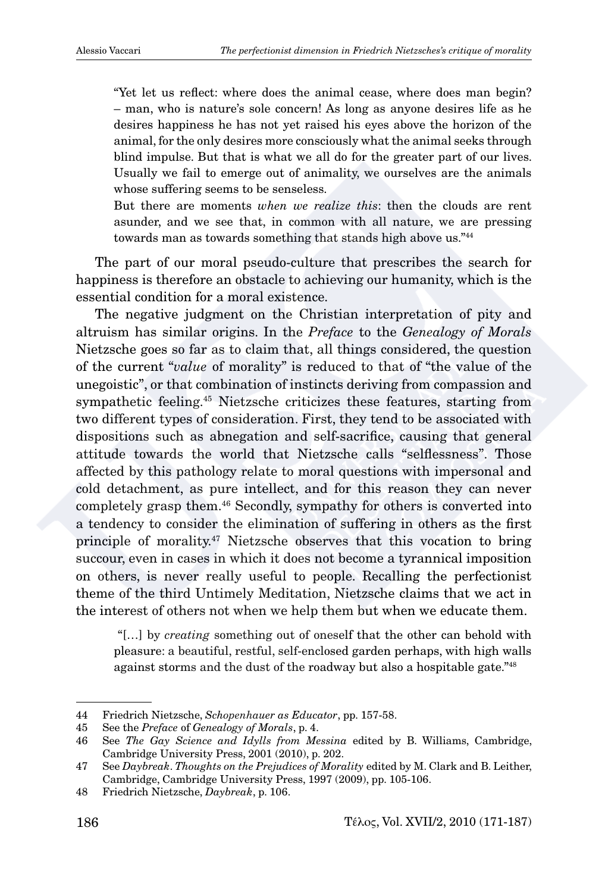> "Yet let us reflect: where does the animal cease, where does man begin? – man, who is nature's sole concern! As long as anyone desires life as he desires happiness he has not yet raised his eyes above the horizon of the animal, for the only desires more consciously what the animal seeks through blind impulse. But that is what we all do for the greater part of our lives. Usually we fail to emerge out of animality, we ourselves are the animals whose suffering seems to be senseless.
>
> But there are moments *when we realize this*: then the clouds are rent asunder, and we see that, in common with all nature, we are pressing towards man as towards something that stands high above us."[44]

The part of our moral pseudo-culture that prescribes the search for happiness is therefore an obstacle to achieving our humanity, which is the essential condition for a moral existence.

The negative judgment on the Christian interpretation of pity and altruism has similar origins. In the *Preface* to the *Genealogy of Morals* Nietzsche goes so far as to claim that, all things considered, the question of the current "*value* of morality" is reduced to that of "the value of the unegoistic", or that combination of instincts deriving from compassion and sympathetic feeling.[45] Nietzsche criticizes these features, starting from two different types of consideration. First, they tend to be associated with dispositions such as abnegation and self-sacrifice, causing that general attitude towards the world that Nietzsche calls "selflessness". Those affected by this pathology relate to moral questions with impersonal and cold detachment, as pure intellect, and for this reason they can never completely grasp them.[46] Secondly, sympathy for others is converted into a tendency to consider the elimination of suffering in others as the first principle of morality.[47] Nietzsche observes that this vocation to bring succour, even in cases in which it does not become a tyrannical imposition on others, is never really useful to people. Recalling the perfectionist theme of the third Untimely Meditation, Nietzsche claims that we act in the interest of others not when we help them but when we educate them.

> "[…] by *creating* something out of oneself that the other can behold with pleasure: a beautiful, restful, self-enclosed garden perhaps, with high walls against storms and the dust of the roadway but also a hospitable gate."[48]

---

44 Friedrich Nietzsche, *Schopenhauer as Educator*, pp. 157-58.

45 See the *Preface* of *Genealogy of Morals*, p. 4.

46 See *The Gay Science and Idylls from Messina* edited by B. Williams, Cambridge, Cambridge University Press, 2001 (2010), p. 202.

47 See *Daybreak*. *Thoughts on the Prejudices of Morality* edited by M. Clark and B. Leither, Cambridge, Cambridge University Press, 1997 (2009), pp. 105-106.

48 Friedrich Nietzsche, *Daybreak*, p. 106.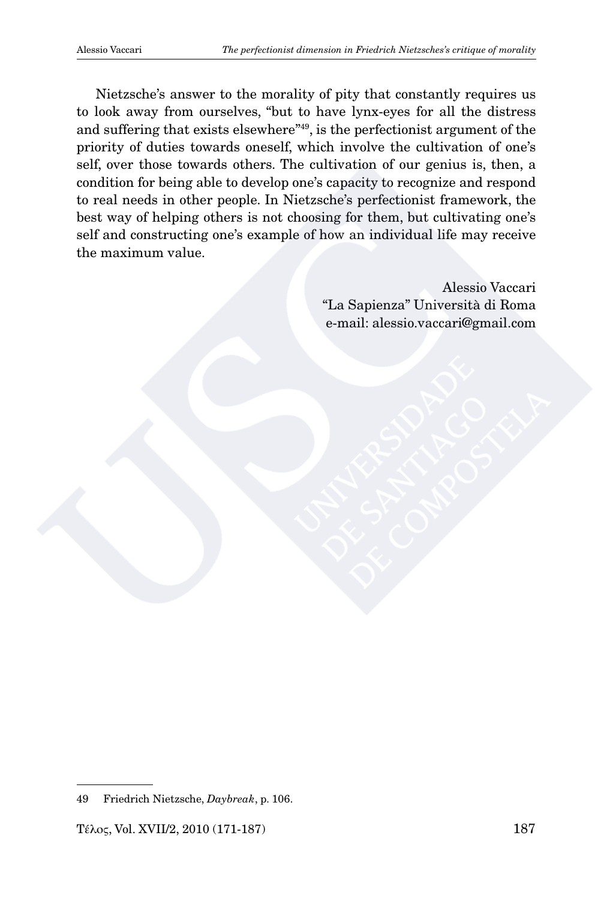Nietzsche's answer to the morality of pity that constantly requires us to look away from ourselves, "but to have lynx-eyes for all the distress and suffering that exists elsewhere"[49], is the perfectionist argument of the priority of duties towards oneself, which involve the cultivation of one's self, over those towards others. The cultivation of our genius is, then, a condition for being able to develop one's capacity to recognize and respond to real needs in other people. In Nietzsche's perfectionist framework, the best way of helping others is not choosing for them, but cultivating one's self and constructing one's example of how an individual life may receive the maximum value.

Alessio Vaccari
"La Sapienza" Università di Roma
e-mail: alessio.vaccari@gmail.com

---

49 Friedrich Nietzsche, *Daybreak*, p. 106.